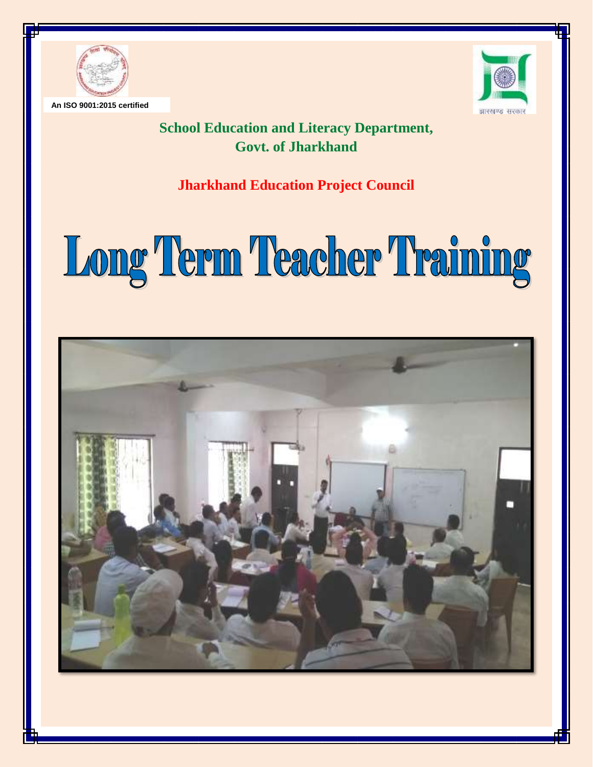An ISO 9001:2015 certified

**School Education and Literacy Department, Govt. of Jharkhand**

**Jharkhand Education Project Council**

# Long Term Teacher Training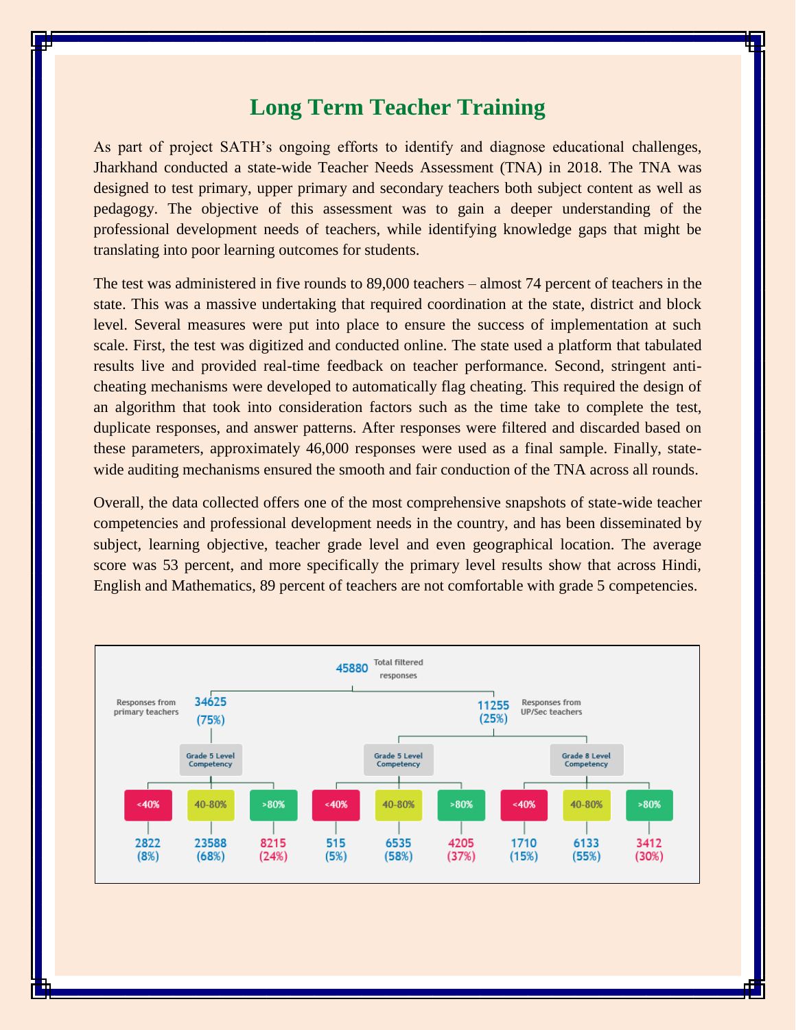# Long Term Teacher Training

As part of project SATH's ongoing efforts to identify and diagnose educational challenges, Jharkhand conducted a state-wide Teacher Needs Assessment (TNA) in 2018. The TNA was designed to test primary, upper primary and secondary teachers both subject content as well as pedagogy. The objective of this assessment was to gain a deeper understanding of the professional development needs of teachers, while identifying knowledge gaps that might be translating into poor learning outcomes for students.

The test was administered in five rounds to 89,000 teachers – almost 74 percent of teachers in the state. This was a massive undertaking that required coordination at the state, district and block level. Several measures were put into place to ensure the success of implementation at such scale. First, the test was digitized and conducted online. The state used a platform that tabulated results live and provided real-time feedback on teacher performance. Second, stringent anti-cheating mechanisms were developed to automatically flag cheating. This required the design of an algorithm that took into consideration factors such as the time take to complete the test, duplicate responses, and answer patterns. After responses were filtered and discarded based on these parameters, approximately 46,000 responses were used as a final sample. Finally, state-wide auditing mechanisms ensured the smooth and fair conduction of the TNA across all rounds.

Overall, the data collected offers one of the most comprehensive snapshots of state-wide teacher competencies and professional development needs in the country, and has been disseminated by subject, learning objective, teacher grade level and even geographical location. The average score was 53 percent, and more specifically the primary level results show that across Hindi, English and Mathematics, 89 percent of teachers are not comfortable with grade 5 competencies.

45880 Total filtered responses

Responses from primary teachers 34625 (75%)

11255 (25%) Responses from UP/Sec teachers

Grade 5 Level Competency

<40% 2822 (8%)

40-80% 23588 (68%)

>80% 8215 (24%)

Grade 5 Level Competency

<40% 515 (5%)

40-80% 6535 (58%)

>80% 4205 (37%)

Grade 8 Level Competency

<40% 1710 (15%)

40-80% 6133 (55%)

>80% 3412 (30%)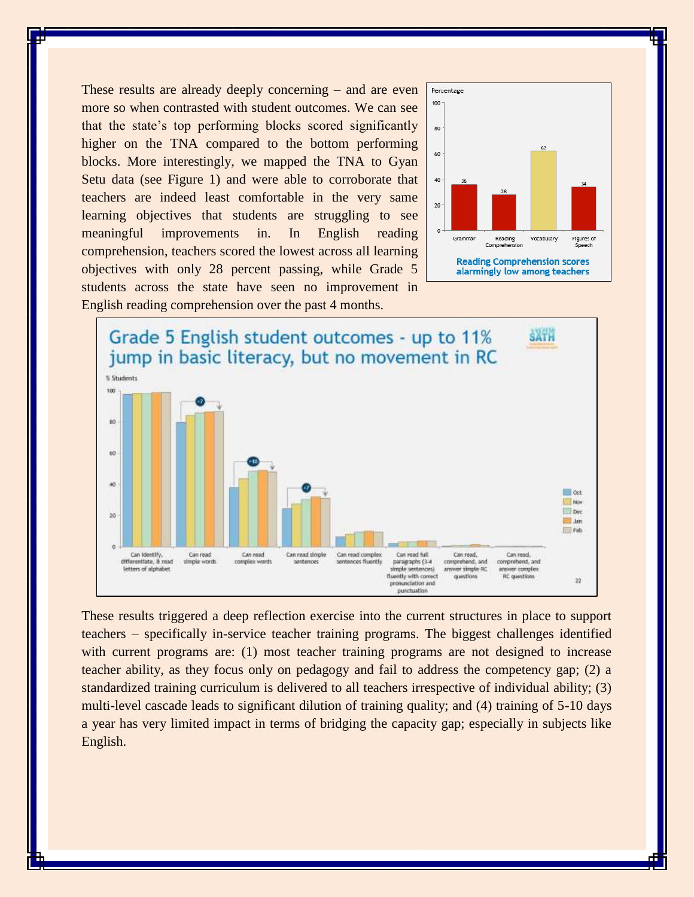These results are already deeply concerning – and are even more so when contrasted with student outcomes. We can see that the state's top performing blocks scored significantly higher on the TNA compared to the bottom performing blocks. More interestingly, we mapped the TNA to Gyan Setu data (see Figure 1) and were able to corroborate that teachers are indeed least comfortable in the very same learning objectives that students are struggling to see meaningful improvements in. In English reading comprehension, teachers scored the lowest across all learning objectives with only 28 percent passing, while Grade 5 students across the state have seen no improvement in English reading comprehension over the past 4 months.

Percentage

100
80
60
40
20
0

36
28
62
34

Grammar
Reading Comprehension
Vocabulary
Figures of Speech

Reading Comprehension scores alarmingly low among teachers

Grade 5 English student outcomes - up to 11% jump in basic literacy, but no movement in RC

% Students

100
80
60
40
20
0

+7
+10
+7

Can identify, differentiate, & read letters of alphabet
Can read simple words
Can read complex words
Can read simple sentences
Can read complex sentences fluently
Can read full paragraphs (3-4 simple sentences) fluently with correct pronunciation and punctuation
Can read, comprehend, and answer simple RC questions
Can read, comprehend, and answer complex RC questions

Oct
Nov
Dec
Jan
Feb

22

These results triggered a deep reflection exercise into the current structures in place to support teachers – specifically in-service teacher training programs. The biggest challenges identified with current programs are: (1) most teacher training programs are not designed to increase teacher ability, as they focus only on pedagogy and fail to address the competency gap; (2) a standardized training curriculum is delivered to all teachers irrespective of individual ability; (3) multi-level cascade leads to significant dilution of training quality; and (4) training of 5-10 days a year has very limited impact in terms of bridging the capacity gap; especially in subjects like English.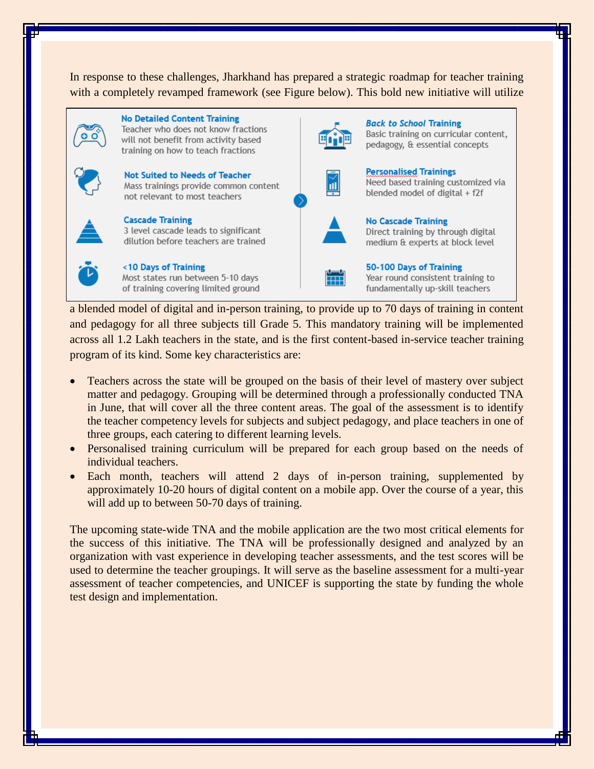In response to these challenges, Jharkhand has prepared a strategic roadmap for teacher training with a completely revamped framework (see Figure below). This bold new initiative will utilize

**No Detailed Content Training**
Teacher who does not know fractions will not benefit from activity based training on how to teach fractions

**Not Suited to Needs of Teacher**
Mass trainings provide common content not relevant to most teachers

**Cascade Training**
3 level cascade leads to significant dilution before teachers are trained

**<10 Days of Training**
Most states run between 5-10 days of training covering limited ground

***Back to School* Training**
Basic training on curricular content, pedagogy, & essential concepts

**Personalised Trainings**
Need based training customized via blended model of digital + f2f

**No Cascade Training**
Direct training by through digital medium & experts at block level

**50-100 Days of Training**
Year round consistent training to fundamentally up-skill teachers

a blended model of digital and in-person training, to provide up to 70 days of training in content and pedagogy for all three subjects till Grade 5. This mandatory training will be implemented across all 1.2 Lakh teachers in the state, and is the first content-based in-service teacher training program of its kind. Some key characteristics are:

- Teachers across the state will be grouped on the basis of their level of mastery over subject matter and pedagogy. Grouping will be determined through a professionally conducted TNA in June, that will cover all the three content areas. The goal of the assessment is to identify the teacher competency levels for subjects and subject pedagogy, and place teachers in one of three groups, each catering to different learning levels.
- Personalised training curriculum will be prepared for each group based on the needs of individual teachers.
- Each month, teachers will attend 2 days of in-person training, supplemented by approximately 10-20 hours of digital content on a mobile app. Over the course of a year, this will add up to between 50-70 days of training.

The upcoming state-wide TNA and the mobile application are the two most critical elements for the success of this initiative. The TNA will be professionally designed and analyzed by an organization with vast experience in developing teacher assessments, and the test scores will be used to determine the teacher groupings. It will serve as the baseline assessment for a multi-year assessment of teacher competencies, and UNICEF is supporting the state by funding the whole test design and implementation.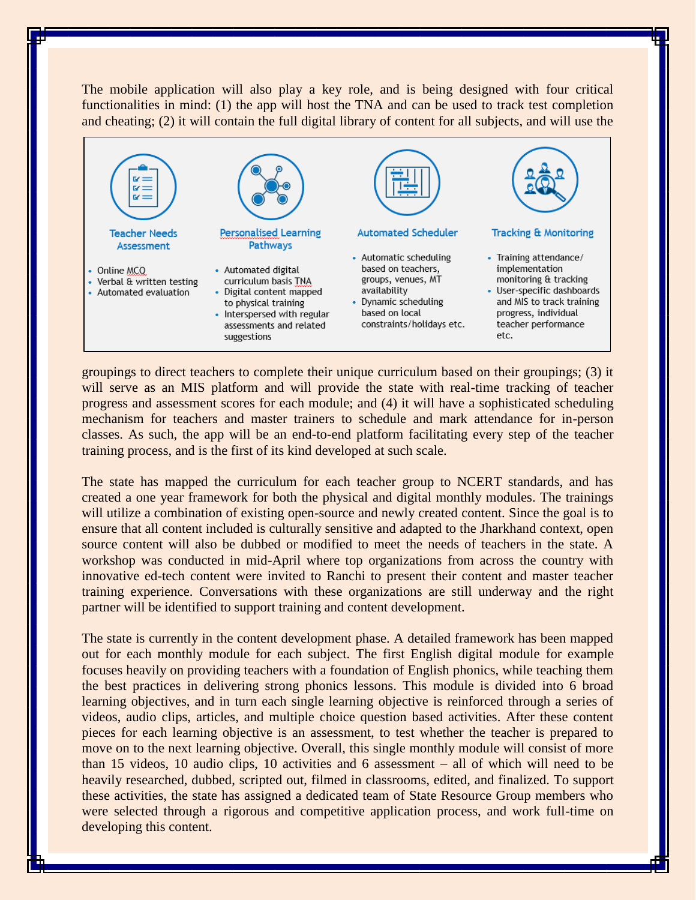The mobile application will also play a key role, and is being designed with four critical functionalities in mind: (1) the app will host the TNA and can be used to track test completion and cheating; (2) it will contain the full digital library of content for all subjects, and will use the

**Teacher Needs Assessment**

- Online MCQ
- Verbal & written testing
- Automated evaluation

**Personalised Learning Pathways**

- Automated digital curriculum basis TNA
- Digital content mapped to physical training
- Interspersed with regular assessments and related suggestions

**Automated Scheduler**

- Automatic scheduling based on teachers, groups, venues, MT availability
- Dynamic scheduling based on local constraints/holidays etc.

**Tracking & Monitoring**

- Training attendance/ implementation monitoring & tracking
- User-specific dashboards and MIS to track training progress, individual teacher performance etc.

groupings to direct teachers to complete their unique curriculum based on their groupings; (3) it will serve as an MIS platform and will provide the state with real-time tracking of teacher progress and assessment scores for each module; and (4) it will have a sophisticated scheduling mechanism for teachers and master trainers to schedule and mark attendance for in-person classes. As such, the app will be an end-to-end platform facilitating every step of the teacher training process, and is the first of its kind developed at such scale.

The state has mapped the curriculum for each teacher group to NCERT standards, and has created a one year framework for both the physical and digital monthly modules. The trainings will utilize a combination of existing open-source and newly created content. Since the goal is to ensure that all content included is culturally sensitive and adapted to the Jharkhand context, open source content will also be dubbed or modified to meet the needs of teachers in the state. A workshop was conducted in mid-April where top organizations from across the country with innovative ed-tech content were invited to Ranchi to present their content and master teacher training experience. Conversations with these organizations are still underway and the right partner will be identified to support training and content development.

The state is currently in the content development phase. A detailed framework has been mapped out for each monthly module for each subject. The first English digital module for example focuses heavily on providing teachers with a foundation of English phonics, while teaching them the best practices in delivering strong phonics lessons. This module is divided into 6 broad learning objectives, and in turn each single learning objective is reinforced through a series of videos, audio clips, articles, and multiple choice question based activities. After these content pieces for each learning objective is an assessment, to test whether the teacher is prepared to move on to the next learning objective. Overall, this single monthly module will consist of more than 15 videos, 10 audio clips, 10 activities and 6 assessment – all of which will need to be heavily researched, dubbed, scripted out, filmed in classrooms, edited, and finalized. To support these activities, the state has assigned a dedicated team of State Resource Group members who were selected through a rigorous and competitive application process, and work full-time on developing this content.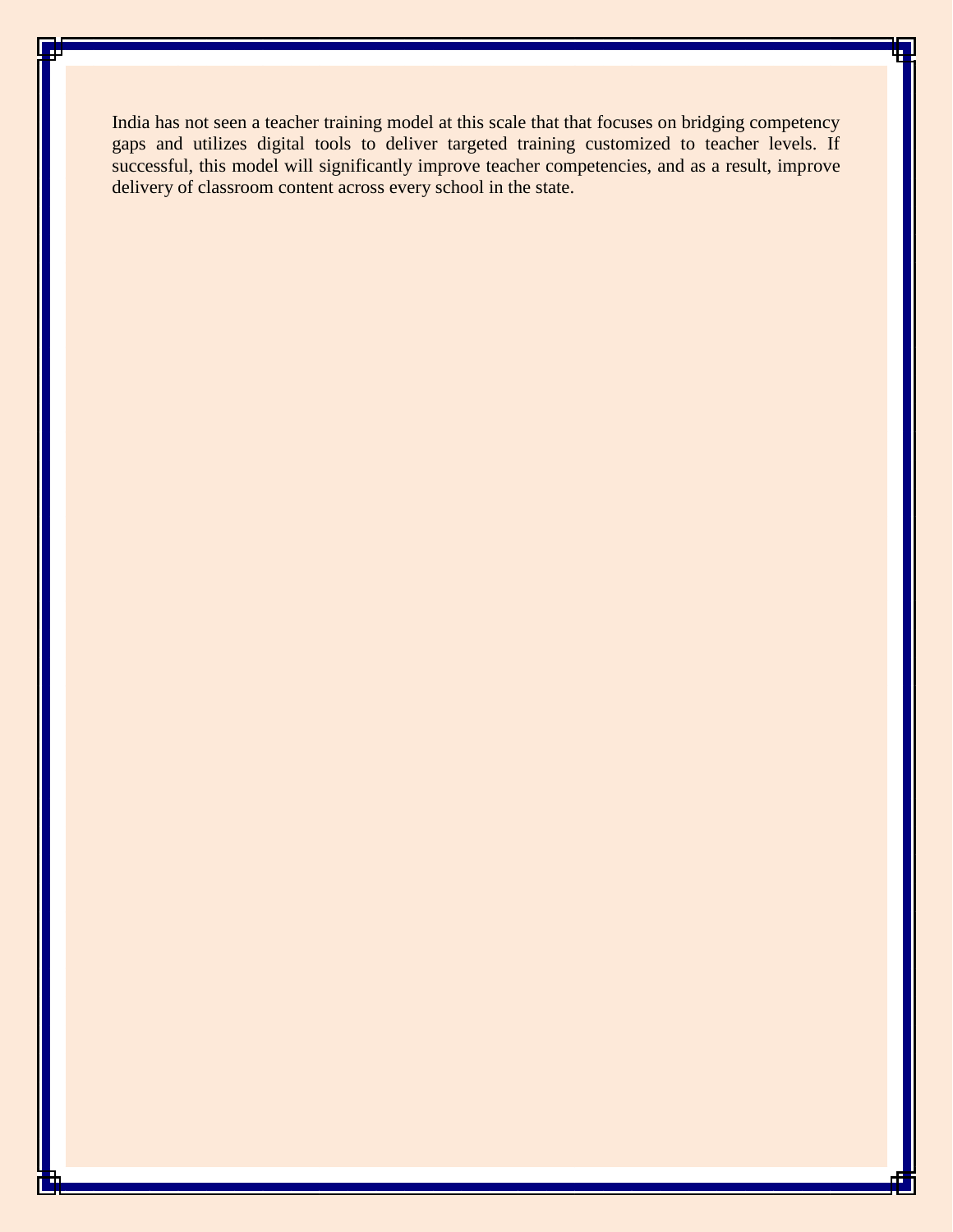India has not seen a teacher training model at this scale that that focuses on bridging competency gaps and utilizes digital tools to deliver targeted training customized to teacher levels. If successful, this model will significantly improve teacher competencies, and as a result, improve delivery of classroom content across every school in the state.